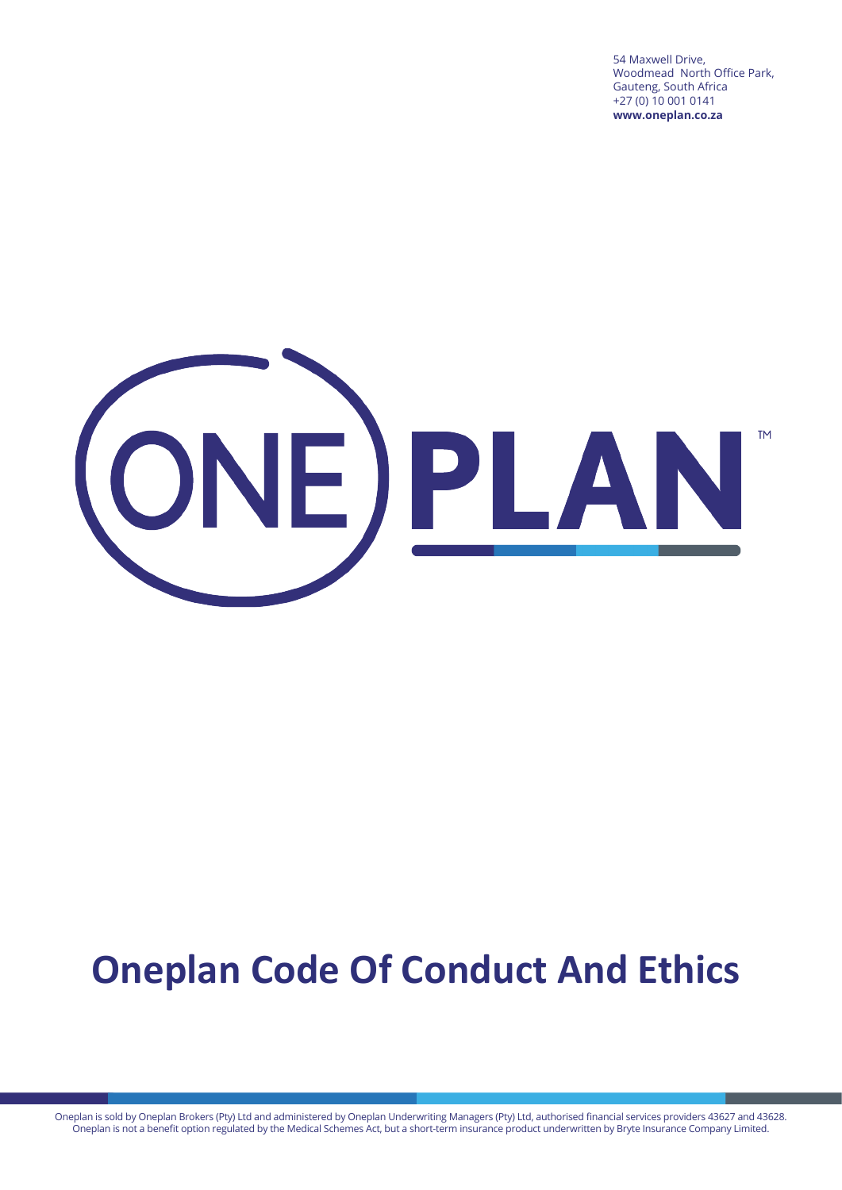54 Maxwell Drive,
Woodmead North Office Park,
Gauteng, South Africa
+27 (0) 10 001 0141
**www.oneplan.co.za**

ONE PLAN™

# Oneplan Code Of Conduct And Ethics

Oneplan is sold by Oneplan Brokers (Pty) Ltd and administered by Oneplan Underwriting Managers (Pty) Ltd, authorised financial services providers 43627 and 43628. Oneplan is not a benefit option regulated by the Medical Schemes Act, but a short-term insurance product underwritten by Bryte Insurance Company Limited.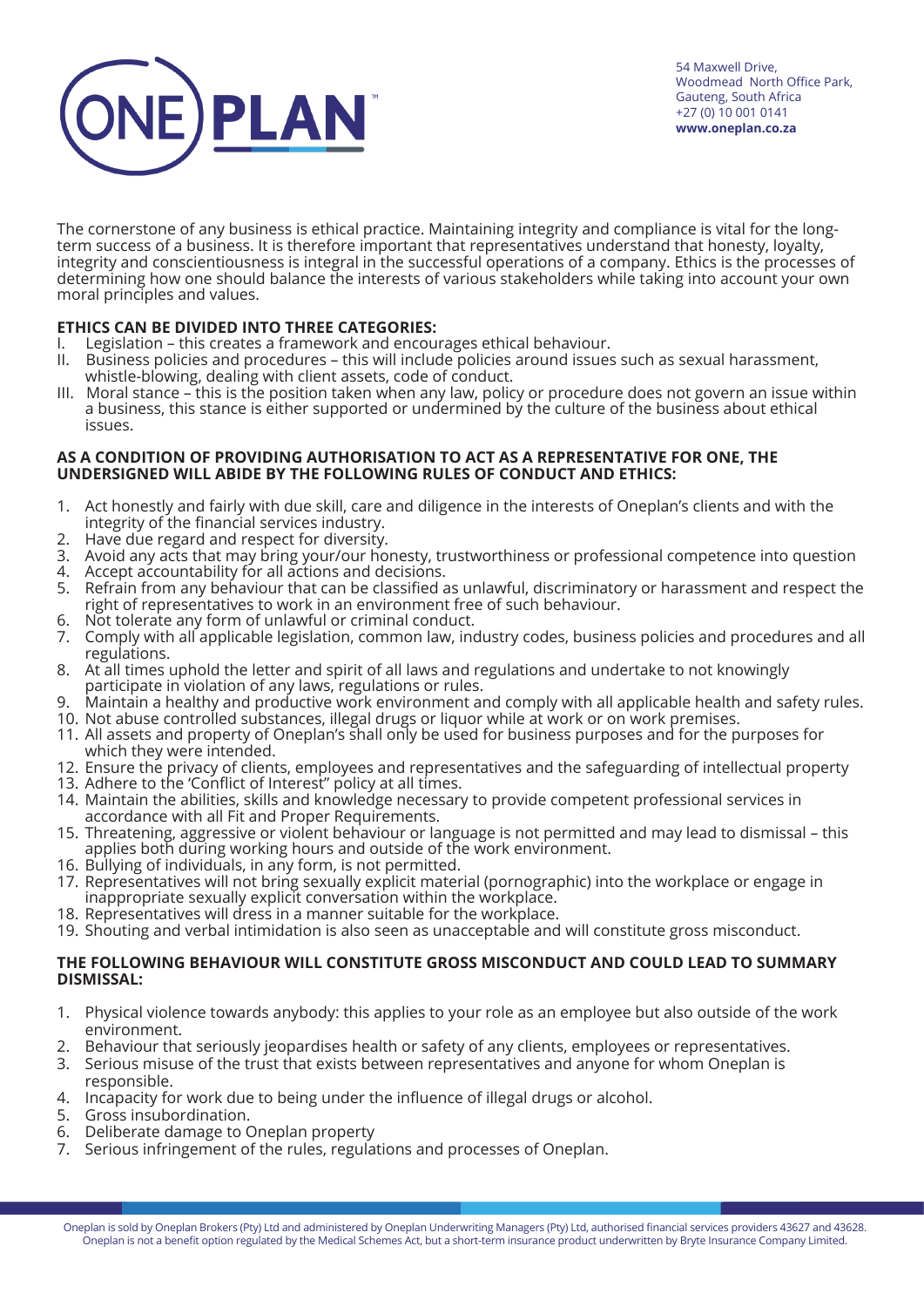The cornerstone of any business is ethical practice. Maintaining integrity and compliance is vital for the long-term success of a business. It is therefore important that representatives understand that honesty, loyalty, integrity and conscientiousness is integral in the successful operations of a company. Ethics is the processes of determining how one should balance the interests of various stakeholders while taking into account your own moral principles and values.

**ETHICS CAN BE DIVIDED INTO THREE CATEGORIES:**

I. Legislation – this creates a framework and encourages ethical behaviour.
II. Business policies and procedures – this will include policies around issues such as sexual harassment, whistle-blowing, dealing with client assets, code of conduct.
III. Moral stance – this is the position taken when any law, policy or procedure does not govern an issue within a business, this stance is either supported or undermined by the culture of the business about ethical issues.

**AS A CONDITION OF PROVIDING AUTHORISATION TO ACT AS A REPRESENTATIVE FOR ONE, THE UNDERSIGNED WILL ABIDE BY THE FOLLOWING RULES OF CONDUCT AND ETHICS:**

1. Act honestly and fairly with due skill, care and diligence in the interests of Oneplan's clients and with the integrity of the financial services industry.
2. Have due regard and respect for diversity.
3. Avoid any acts that may bring your/our honesty, trustworthiness or professional competence into question
4. Accept accountability for all actions and decisions.
5. Refrain from any behaviour that can be classified as unlawful, discriminatory or harassment and respect the right of representatives to work in an environment free of such behaviour.
6. Not tolerate any form of unlawful or criminal conduct.
7. Comply with all applicable legislation, common law, industry codes, business policies and procedures and all regulations.
8. At all times uphold the letter and spirit of all laws and regulations and undertake to not knowingly participate in violation of any laws, regulations or rules.
9. Maintain a healthy and productive work environment and comply with all applicable health and safety rules.
10. Not abuse controlled substances, illegal drugs or liquor while at work or on work premises.
11. All assets and property of Oneplan's shall only be used for business purposes and for the purposes for which they were intended.
12. Ensure the privacy of clients, employees and representatives and the safeguarding of intellectual property
13. Adhere to the 'Conflict of Interest" policy at all times.
14. Maintain the abilities, skills and knowledge necessary to provide competent professional services in accordance with all Fit and Proper Requirements.
15. Threatening, aggressive or violent behaviour or language is not permitted and may lead to dismissal – this applies both during working hours and outside of the work environment.
16. Bullying of individuals, in any form, is not permitted.
17. Representatives will not bring sexually explicit material (pornographic) into the workplace or engage in inappropriate sexually explicit conversation within the workplace.
18. Representatives will dress in a manner suitable for the workplace.
19. Shouting and verbal intimidation is also seen as unacceptable and will constitute gross misconduct.

**THE FOLLOWING BEHAVIOUR WILL CONSTITUTE GROSS MISCONDUCT AND COULD LEAD TO SUMMARY DISMISSAL:**

1. Physical violence towards anybody: this applies to your role as an employee but also outside of the work environment.
2. Behaviour that seriously jeopardises health or safety of any clients, employees or representatives.
3. Serious misuse of the trust that exists between representatives and anyone for whom Oneplan is responsible.
4. Incapacity for work due to being under the influence of illegal drugs or alcohol.
5. Gross insubordination.
6. Deliberate damage to Oneplan property
7. Serious infringement of the rules, regulations and processes of Oneplan.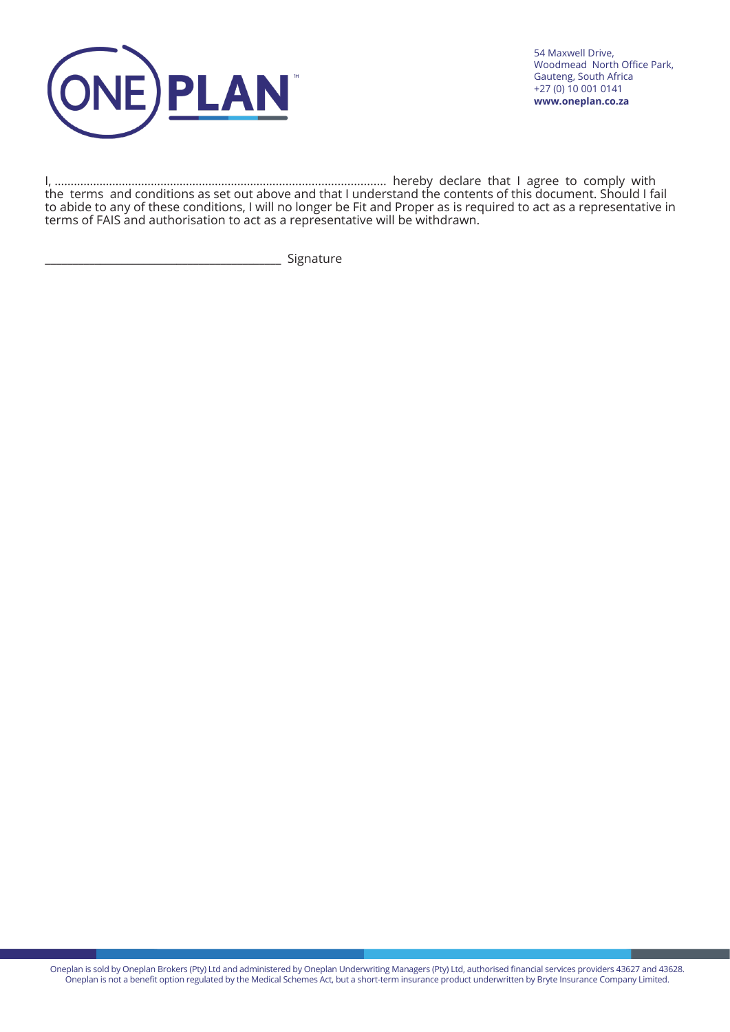54 Maxwell Drive,
Woodmead North Office Park,
Gauteng, South Africa
+27 (0) 10 001 0141
**www.oneplan.co.za**

I, ....................................................................................................... hereby declare that I agree to comply with the terms and conditions as set out above and that I understand the contents of this document. Should I fail to abide to any of these conditions, I will no longer be Fit and Proper as is required to act as a representative in terms of FAIS and authorisation to act as a representative will be withdrawn.

_________________________________________ Signature

Oneplan is sold by Oneplan Brokers (Pty) Ltd and administered by Oneplan Underwriting Managers (Pty) Ltd, authorised financial services providers 43627 and 43628. Oneplan is not a benefit option regulated by the Medical Schemes Act, but a short-term insurance product underwritten by Bryte Insurance Company Limited.